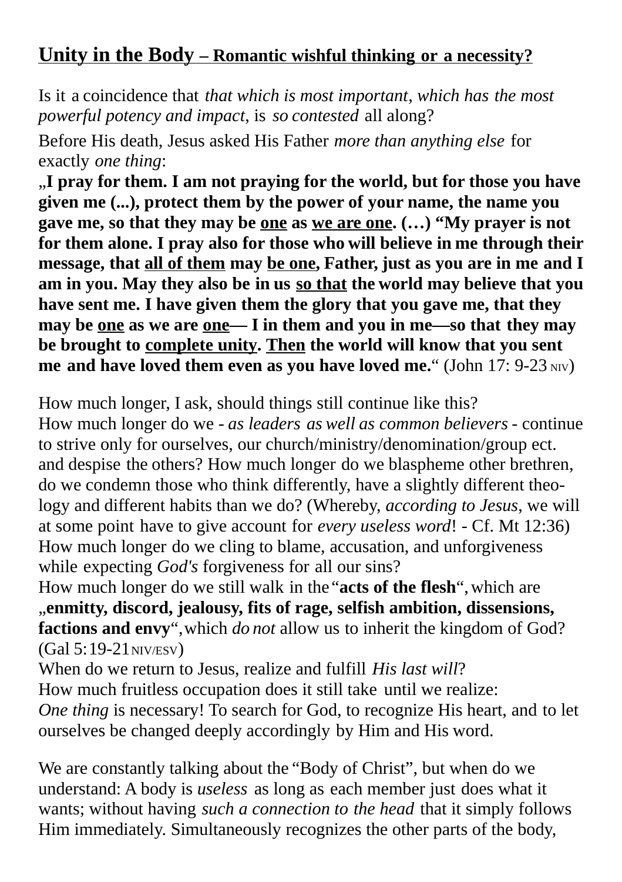## **Unity in the Body – Romantic wishful thinking or a necessity?**

Is it a coincidence that *that which is most important, which has the most powerful potency and impact*, is *so contested* all along?

Before His death, Jesus asked His Father *more than anything else* for exactly *one thing*:

„**I pray for them. I am not praying for the world, but for those you have given me (...), protect them by the power of your name, the name you gave me, so that they may be <u>one</u> as <u>we are one</u>. (…) "My prayer is not for them alone. I pray also for those who will believe in me through their message, that <u>all of them</u> may <u>be one</u>, Father, just as you are in me and I am in you. May they also be in us <u>so that</u> the world may believe that you have sent me. I have given them the glory that you gave me, that they may be <u>one</u> as we are <u>one</u>— I in them and you in me—so that they may be brought to <u>complete unity</u>. <u>Then</u> the world will know that you sent me and have loved them even as you have loved me.**" (John 17: 9-23 NIV)

How much longer, I ask, should things still continue like this?
How much longer do we - *as leaders as well as common believers* - continue to strive only for ourselves, our church/ministry/denomination/group ect. and despise the others? How much longer do we blaspheme other brethren, do we condemn those who think differently, have a slightly different theo-logy and different habits than we do? (Whereby, *according to Jesus*, we will at some point have to give account for *every useless word*! - Cf. Mt 12:36)
How much longer do we cling to blame, accusation, and unforgiveness while expecting *God's* forgiveness for all our sins?
How much longer do we still walk in the "**acts of the flesh**", which are „**enmitty, discord, jealousy, fits of rage, selfish ambition, dissensions, factions and envy**", which *do not* allow us to inherit the kingdom of God? (Gal 5:19-21 NIV/ESV)
When do we return to Jesus, realize and fulfill *His last will*?
How much fruitless occupation does it still take until we realize:
*One thing* is necessary! To search for God, to recognize His heart, and to let ourselves be changed deeply accordingly by Him and His word.

We are constantly talking about the "Body of Christ", but when do we understand: A body is *useless* as long as each member just does what it wants; without having *such a connection to the head* that it simply follows Him immediately. Simultaneously recognizes the other parts of the body,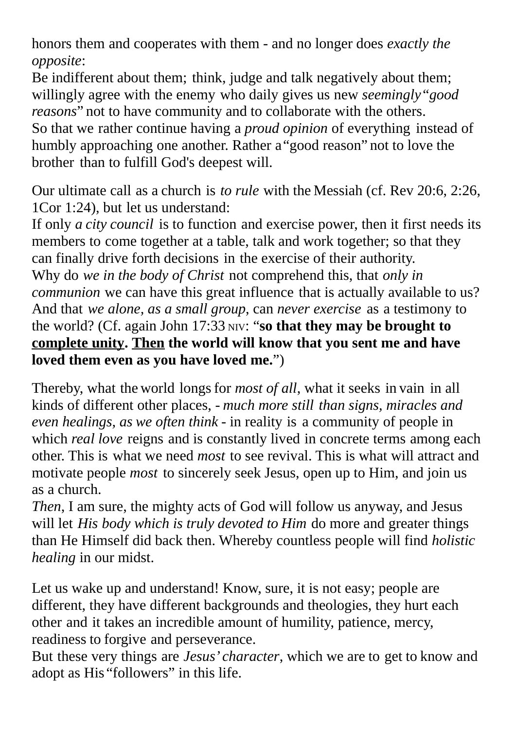honors them and cooperates with them - and no longer does *exactly the opposite*:
Be indifferent about them; think, judge and talk negatively about them; willingly agree with the enemy who daily gives us new *seemingly* "*good reasons*" not to have community and to collaborate with the others.
So that we rather continue having a *proud opinion* of everything instead of humbly approaching one another. Rather a "good reason" not to love the brother than to fulfill God's deepest will.

Our ultimate call as a church is *to rule* with the Messiah (cf. Rev 20:6, 2:26, 1Cor 1:24), but let us understand:
If only *a city council* is to function and exercise power, then it first needs its members to come together at a table, talk and work together; so that they can finally drive forth decisions in the exercise of their authority.
Why do *we in the body of Christ* not comprehend this, that *only in communion* we can have this great influence that is actually available to us? And that *we alone, as a small group*, can *never exercise* as a testimony to the world? (Cf. again John 17:33 NIV: "**so that they may be brought to <u>complete unity</u>. <u>Then</u> the world will know that you sent me and have loved them even as you have loved me.**")

Thereby, what the world longs for *most of all*, what it seeks in vain in all kinds of different other places, - *much more still than signs, miracles and even healings, as we often think* - in reality is a community of people in which *real love* reigns and is constantly lived in concrete terms among each other. This is what we need *most* to see revival. This is what will attract and motivate people *most* to sincerely seek Jesus, open up to Him, and join us as a church.
*Then*, I am sure, the mighty acts of God will follow us anyway, and Jesus will let *His body which is truly devoted to Him* do more and greater things than He Himself did back then. Whereby countless people will find *holistic healing* in our midst.

Let us wake up and understand! Know, sure, it is not easy; people are different, they have different backgrounds and theologies, they hurt each other and it takes an incredible amount of humility, patience, mercy, readiness to forgive and perseverance.
But these very things are *Jesus' character*, which we are to get to know and adopt as His "followers" in this life.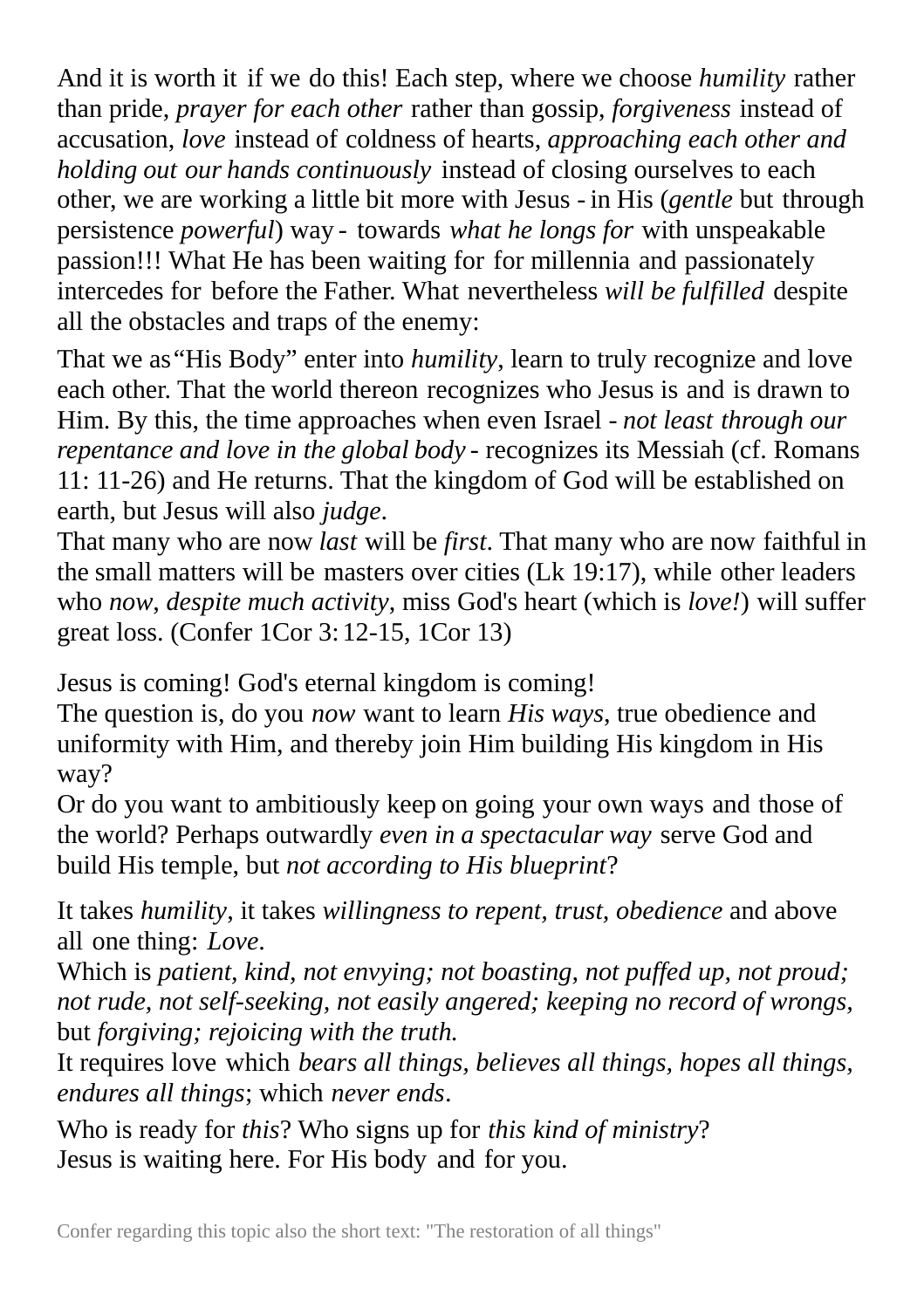And it is worth it if we do this! Each step, where we choose *humility* rather than pride, *prayer for each other* rather than gossip, *forgiveness* instead of accusation, *love* instead of coldness of hearts, *approaching each other and holding out our hands continuously* instead of closing ourselves to each other, we are working a little bit more with Jesus - in His (*gentle* but through persistence *powerful*) way - towards *what he longs for* with unspeakable passion!!! What He has been waiting for for millennia and passionately intercedes for before the Father. What nevertheless *will be fulfilled* despite all the obstacles and traps of the enemy:

That we as "His Body" enter into *humility*, learn to truly recognize and love each other. That the world thereon recognizes who Jesus is and is drawn to Him. By this, the time approaches when even Israel - *not least through our repentance and love in the global body* - recognizes its Messiah (cf. Romans 11: 11-26) and He returns. That the kingdom of God will be established on earth, but Jesus will also *judge*.
That many who are now *last* will be *first*. That many who are now faithful in the small matters will be masters over cities (Lk 19:17), while other leaders who *now*, *despite much activity*, miss God's heart (which is *love!*) will suffer great loss. (Confer 1Cor 3: 12-15, 1Cor 13)

Jesus is coming! God's eternal kingdom is coming!
The question is, do you *now* want to learn *His ways*, true obedience and uniformity with Him, and thereby join Him building His kingdom in His way?
Or do you want to ambitiously keep on going your own ways and those of the world? Perhaps outwardly *even in a spectacular way* serve God and build His temple, but *not according to His blueprint*?

It takes *humility*, it takes *willingness to repent, trust, obedience* and above all one thing: *Love*.
Which is *patient, kind, not envying; not boasting, not puffed up, not proud; not rude, not self-seeking, not easily angered; keeping no record of wrongs*, but *forgiving; rejoicing with the truth.*
It requires love which *bears all things, believes all things, hopes all things, endures all things*; which *never ends*.

Who is ready for *this*? Who signs up for *this kind of ministry*?
Jesus is waiting here. For His body and for you.

Confer regarding this topic also the short text: "The restoration of all things"